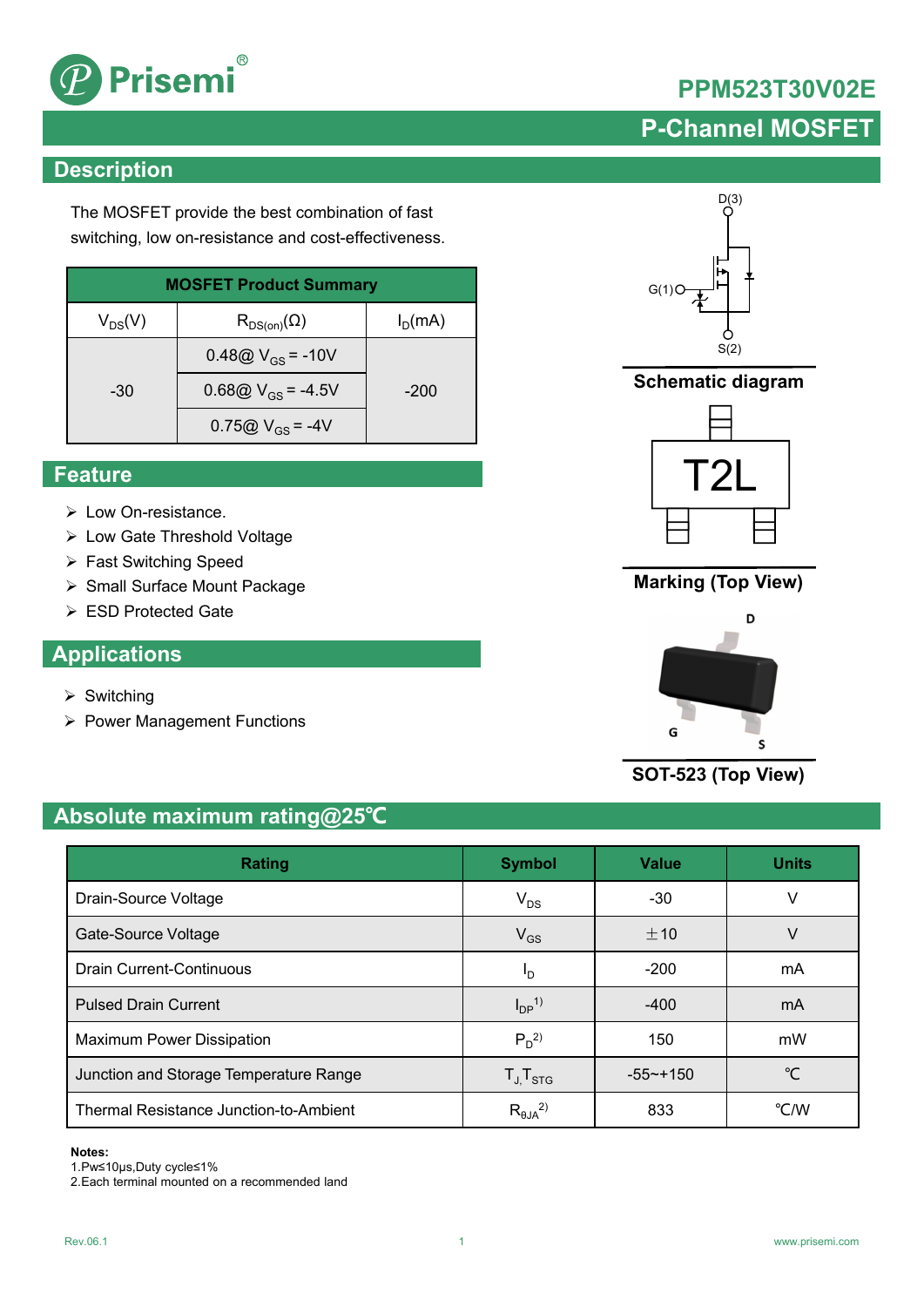# PPM523T30V02E

## P-Channel MOSFET

## Description

The MOSFET provide the best combination of fast switching, low on-resistance and cost-effectiveness.

| MOSFET Product Summary | | |
|---|---|---|
| $V_{DS}$(V) | $R_{DS(on)}$(Ω) | $I_D$(mA) |
| -30 | 0.48@ $V_{GS}$ = -10V | -200 |
| | 0.68@ $V_{GS}$ = -4.5V | |
| | 0.75@ $V_{GS}$ = -4V | |

D(3)

G(1)

S(2)

**Schematic diagram**

T2L

**Marking (Top View)**

D

G

S

**SOT-523 (Top View)**

## Feature

- Low On-resistance.
- Low Gate Threshold Voltage
- Fast Switching Speed
- Small Surface Mount Package
- ESD Protected Gate

## Applications

- Switching
- Power Management Functions

## Absolute maximum rating@25℃

| Rating | Symbol | Value | Units |
|---|---|---|---|
| Drain-Source Voltage | $V_{DS}$ | -30 | V |
| Gate-Source Voltage | $V_{GS}$ | ±10 | V |
| Drain Current-Continuous | $I_D$ | -200 | mA |
| Pulsed Drain Current | $I_{DP}$ [1] | -400 | mA |
| Maximum Power Dissipation | $P_D$ [2] | 150 | mW |
| Junction and Storage Temperature Range | $T_J, T_{STG}$ | -55~+150 | ℃ |
| Thermal Resistance Junction-to-Ambient | $R_{θJA}$ [2] | 833 | ℃/W |

**Notes:**
1.Pw≤10μs,Duty cycle≤1%
2.Each terminal mounted on a recommended land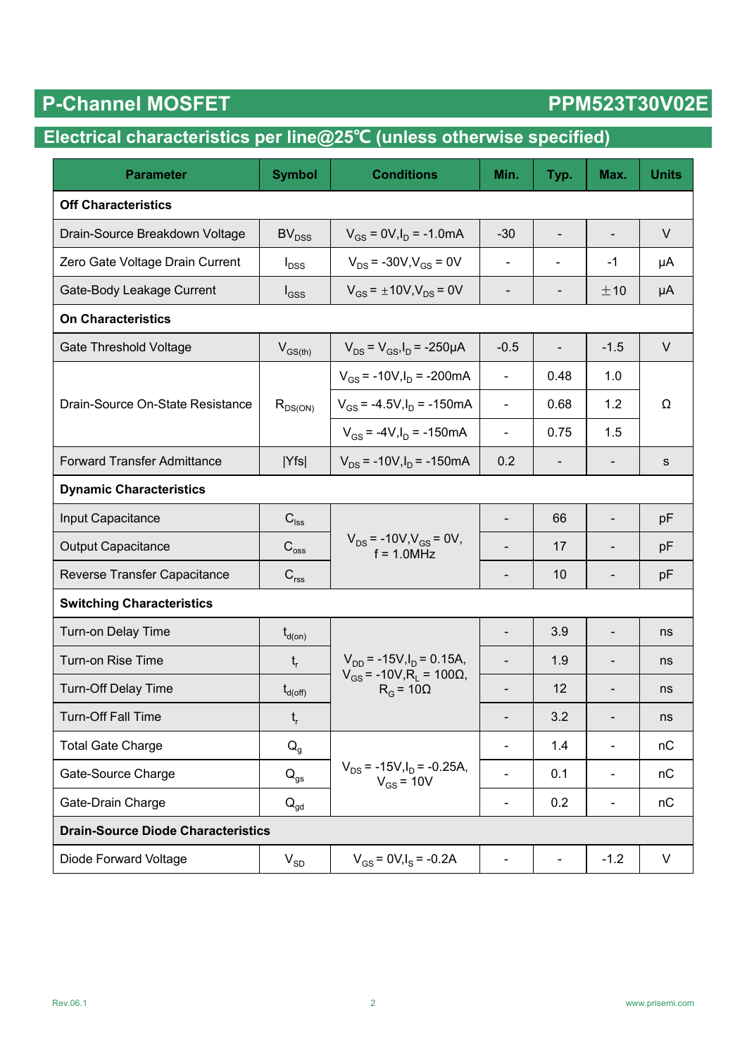## P-Channel MOSFET PPM523T30V02E

## Electrical characteristics per line@25℃ (unless otherwise specified)

| Parameter | Symbol | Conditions | Min. | Typ. | Max. | Units |
|---|---|---|---|---|---|---|
| **Off Characteristics** | | | | | | |
| Drain-Source Breakdown Voltage | $BV_{DSS}$ | $V_{GS}$ = 0V, $I_D$ = -1.0mA | -30 | - | - | V |
| Zero Gate Voltage Drain Current | $I_{DSS}$ | $V_{DS}$ = -30V, $V_{GS}$ = 0V | - | - | -1 | μA |
| Gate-Body Leakage Current | $I_{GSS}$ | $V_{GS}$ = ±10V, $V_{DS}$ = 0V | - | - | ±10 | μA |
| **On Characteristics** | | | | | | |
| Gate Threshold Voltage | $V_{GS(th)}$ | $V_{DS}$ = $V_{GS}$, $I_D$ = -250μA | -0.5 | - | -1.5 | V |
| Drain-Source On-State Resistance | $R_{DS(ON)}$ | $V_{GS}$ = -10V, $I_D$ = -200mA | - | 0.48 | 1.0 | Ω |
| | | $V_{GS}$ = -4.5V, $I_D$ = -150mA | - | 0.68 | 1.2 | |
| | | $V_{GS}$ = -4V, $I_D$ = -150mA | - | 0.75 | 1.5 | |
| Forward Transfer Admittance | \|Yfs\| | $V_{DS}$ = -10V, $I_D$ = -150mA | 0.2 | - | - | s |
| **Dynamic Characteristics** | | | | | | |
| Input Capacitance | $C_{iss}$ | $V_{DS}$ = -10V, $V_{GS}$ = 0V, f = 1.0MHz | - | 66 | - | pF |
| Output Capacitance | $C_{oss}$ | | - | 17 | - | pF |
| Reverse Transfer Capacitance | $C_{rss}$ | | - | 10 | - | pF |
| **Switching Characteristics** | | | | | | |
| Turn-on Delay Time | $t_{d(on)}$ | $V_{DD}$ = -15V, $I_D$ = 0.15A, $V_{GS}$ = -10V, $R_L$ = 100Ω, $R_G$ = 10Ω | - | 3.9 | - | ns |
| Turn-on Rise Time | $t_r$ | | - | 1.9 | - | ns |
| Turn-Off Delay Time | $t_{d(off)}$ | | - | 12 | - | ns |
| Turn-Off Fall Time | $t_r$ | | - | 3.2 | - | ns |
| Total Gate Charge | $Q_g$ | $V_{DS}$ = -15V, $I_D$ = -0.25A, $V_{GS}$ = 10V | - | 1.4 | - | nC |
| Gate-Source Charge | $Q_{gs}$ | | - | 0.1 | - | nC |
| Gate-Drain Charge | $Q_{gd}$ | | - | 0.2 | - | nC |
| **Drain-Source Diode Characteristics** | | | | | | |
| Diode Forward Voltage | $V_{SD}$ | $V_{GS}$ = 0V, $I_S$ = -0.2A | - | - | -1.2 | V |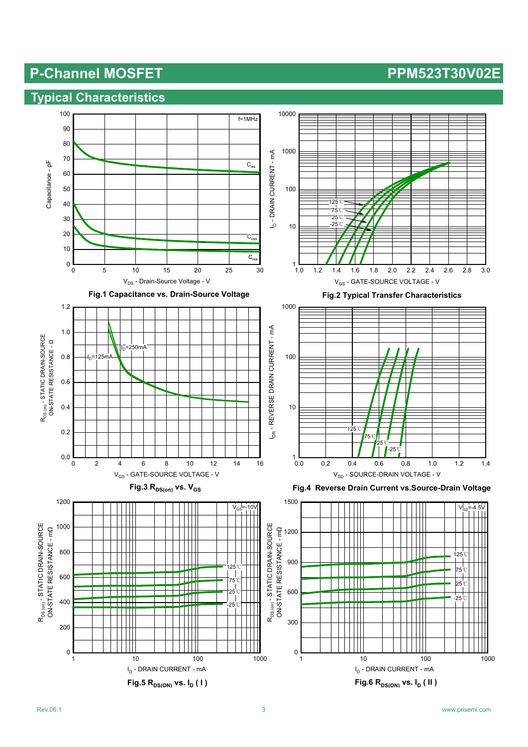# P-Channel MOSFET

# PPM523T30V02E

## Typical Characteristics

**Fig.1 Capacitance vs. Drain-Source Voltage**

**Fig.2 Typical Transfer Characteristics**

**Fig.3 $R_{DS(on)}$ vs. $V_{GS}$**

**Fig.4 Reverse Drain Current vs.Source-Drain Voltage**

**Fig.5 $R_{DS(ON)}$ vs. $I_D$ ( I )**

**Fig.6 $R_{DS(ON)}$ vs. $I_D$ ( II )**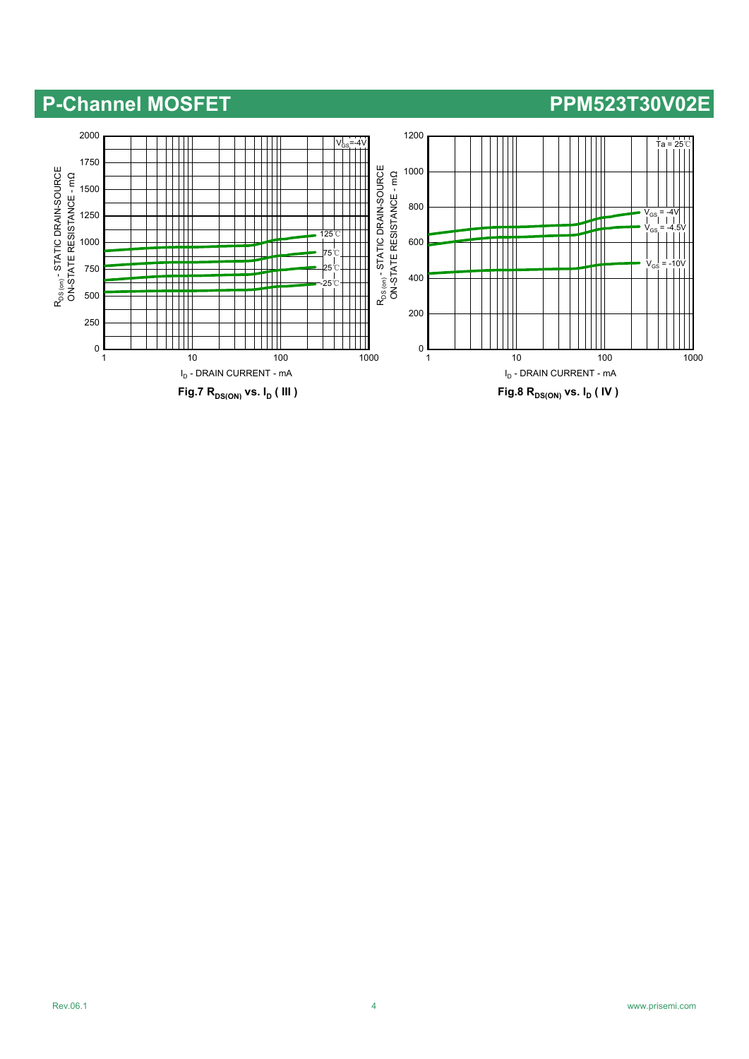Fig.7 $R_{DS(ON)}$ vs. $I_D$ ( III )

Fig.8 $R_{DS(ON)}$ vs. $I_D$ ( IV )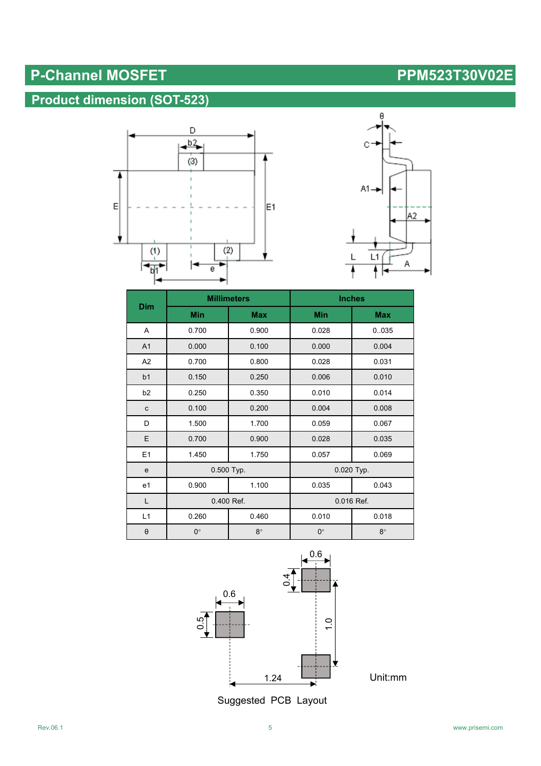# P-Channel MOSFET PPM523T30V02E

## Product dimension (SOT-523)

| Dim | Millimeters | | Inches | |
|---|---|---|---|---|
| | Min | Max | Min | Max |
| A | 0.700 | 0.900 | 0.028 | 0..035 |
| A1 | 0.000 | 0.100 | 0.000 | 0.004 |
| A2 | 0.700 | 0.800 | 0.028 | 0.031 |
| b1 | 0.150 | 0.250 | 0.006 | 0.010 |
| b2 | 0.250 | 0.350 | 0.010 | 0.014 |
| c | 0.100 | 0.200 | 0.004 | 0.008 |
| D | 1.500 | 1.700 | 0.059 | 0.067 |
| E | 0.700 | 0.900 | 0.028 | 0.035 |
| E1 | 1.450 | 1.750 | 0.057 | 0.069 |
| e | 0.500 Typ. | | 0.020 Typ. | |
| e1 | 0.900 | 1.100 | 0.035 | 0.043 |
| L | 0.400 Ref. | | 0.016 Ref. | |
| L1 | 0.260 | 0.460 | 0.010 | 0.018 |
| θ | 0° | 8° | 0° | 8° |

Unit:mm

Suggested PCB Layout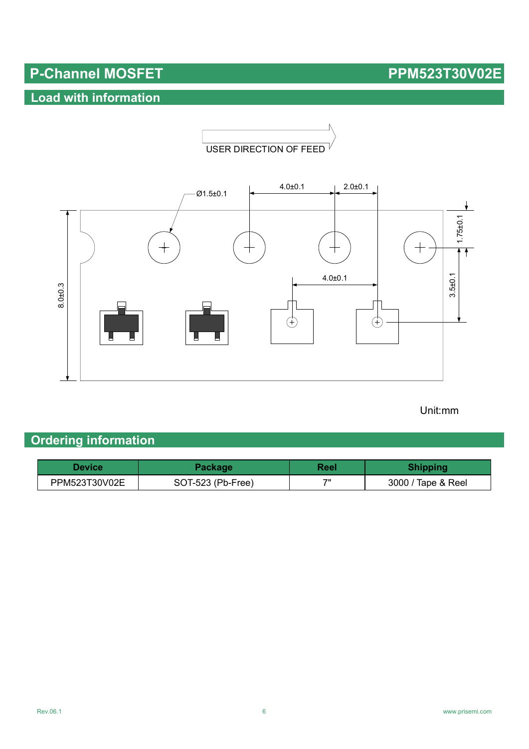# P-Channel MOSFET PPM523T30V02E

## Load with information

USER DIRECTION OF FEED

Ø1.5±0.1

4.0±0.1

2.0±0.1

1.75±0.1

8.0±0.3

4.0±0.1

3.5±0.1

Unit:mm

## Ordering information

| Device | Package | Reel | Shipping |
|---|---|---|---|
| PPM523T30V02E | SOT-523 (Pb-Free) | 7" | 3000 / Tape & Reel |

Rev.06.1

www.prisemi.com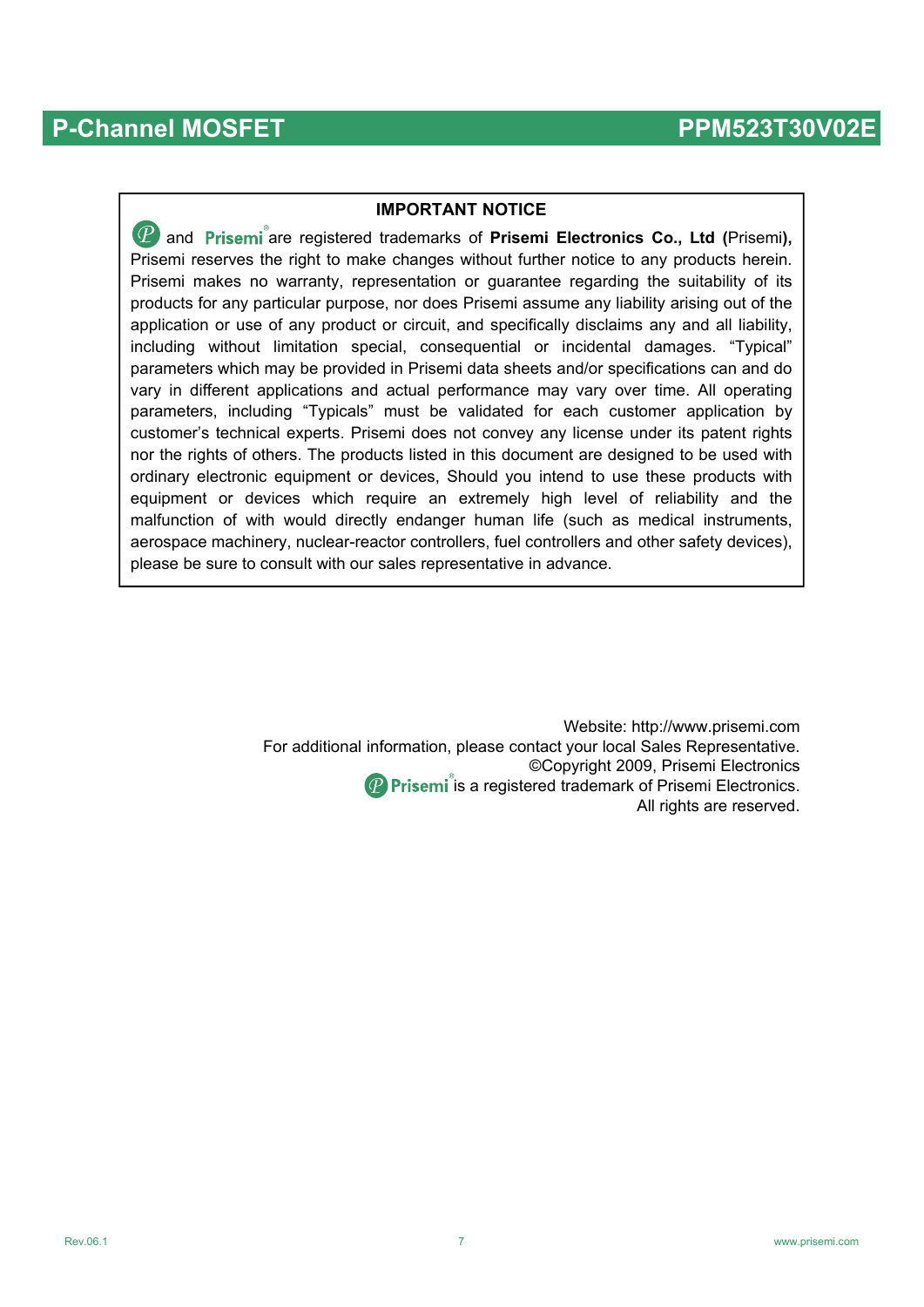## IMPORTANT NOTICE

and Prisemi® are registered trademarks of **Prisemi Electronics Co., Ltd (**Prisemi**),** Prisemi reserves the right to make changes without further notice to any products herein. Prisemi makes no warranty, representation or guarantee regarding the suitability of its products for any particular purpose, nor does Prisemi assume any liability arising out of the application or use of any product or circuit, and specifically disclaims any and all liability, including without limitation special, consequential or incidental damages. "Typical" parameters which may be provided in Prisemi data sheets and/or specifications can and do vary in different applications and actual performance may vary over time. All operating parameters, including "Typicals" must be validated for each customer application by customer's technical experts. Prisemi does not convey any license under its patent rights nor the rights of others. The products listed in this document are designed to be used with ordinary electronic equipment or devices, Should you intend to use these products with equipment or devices which require an extremely high level of reliability and the malfunction of with would directly endanger human life (such as medical instruments, aerospace machinery, nuclear-reactor controllers, fuel controllers and other safety devices), please be sure to consult with our sales representative in advance.

Website: http://www.prisemi.com
For additional information, please contact your local Sales Representative.
©Copyright 2009, Prisemi Electronics
Prisemi® is a registered trademark of Prisemi Electronics.
All rights are reserved.